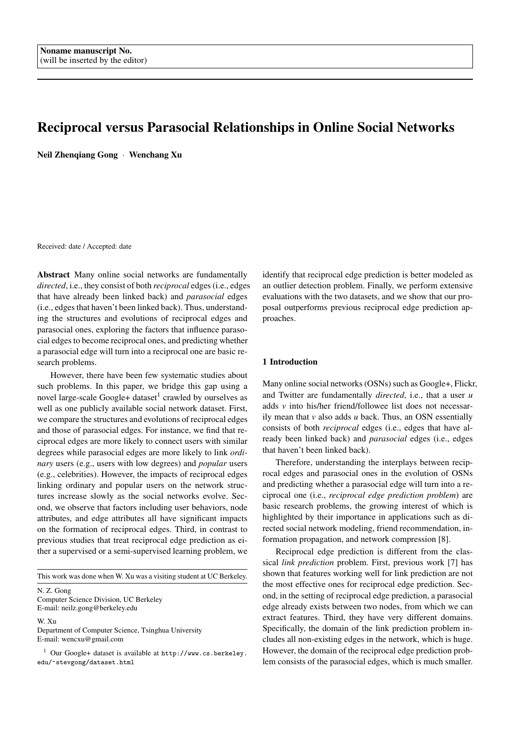Noname manuscript No.
(will be inserted by the editor)

# Reciprocal versus Parasocial Relationships in Online Social Networks

**Neil Zhenqiang Gong · Wenchang Xu**

Received: date / Accepted: date

**Abstract** Many online social networks are fundamentally *directed*, i.e., they consist of both *reciprocal* edges (i.e., edges that have already been linked back) and *parasocial* edges (i.e., edges that haven't been linked back). Thus, understanding the structures and evolutions of reciprocal edges and parasocial ones, exploring the factors that influence parasocial edges to become reciprocal ones, and predicting whether a parasocial edge will turn into a reciprocal one are basic research problems.

However, there have been few systematic studies about such problems. In this paper, we bridge this gap using a novel large-scale Google+ dataset[1] crawled by ourselves as well as one publicly available social network dataset. First, we compare the structures and evolutions of reciprocal edges and those of parasocial edges. For instance, we find that reciprocal edges are more likely to connect users with similar degrees while parasocial edges are more likely to link *ordinary* users (e.g., users with low degrees) and *popular* users (e.g., celebrities). However, the impacts of reciprocal edges linking ordinary and popular users on the network structures increase slowly as the social networks evolve. Second, we observe that factors including user behaviors, node attributes, and edge attributes all have significant impacts on the formation of reciprocal edges. Third, in contrast to previous studies that treat reciprocal edge prediction as either a supervised or a semi-supervised learning problem, we identify that reciprocal edge prediction is better modeled as an outlier detection problem. Finally, we perform extensive evaluations with the two datasets, and we show that our proposal outperforms previous reciprocal edge prediction approaches.

This work was done when W. Xu was a visiting student at UC Berkeley.

N. Z. Gong
Computer Science Division, UC Berkeley
E-mail: neilz.gong@berkeley.edu

W. Xu
Department of Computer Science, Tsinghua University
E-mail: wencxu@gmail.com

[1] Our Google+ dataset is available at http://www.cs.berkeley.edu/~stevgong/dataset.html

## 1 Introduction

Many online social networks (OSNs) such as Google+, Flickr, and Twitter are fundamentally *directed*, i.e., that a user *u* adds *v* into his/her friend/followee list does not necessarily mean that *v* also adds *u* back. Thus, an OSN essentially consists of both *reciprocal* edges (i.e., edges that have already been linked back) and *parasocial* edges (i.e., edges that haven't been linked back).

Therefore, understanding the interplays between reciprocal edges and parasocial ones in the evolution of OSNs and predicting whether a parasocial edge will turn into a reciprocal one (i.e., *reciprocal edge prediction problem*) are basic research problems, the growing interest of which is highlighted by their importance in applications such as directed social network modeling, friend recommendation, information propagation, and network compression [8].

Reciprocal edge prediction is different from the classical *link prediction* problem. First, previous work [7] has shown that features working well for link prediction are not the most effective ones for reciprocal edge prediction. Second, in the setting of reciprocal edge prediction, a parasocial edge already exists between two nodes, from which we can extract features. Third, they have very different domains. Specifically, the domain of the link prediction problem includes all non-existing edges in the network, which is huge. However, the domain of the reciprocal edge prediction problem consists of the parasocial edges, which is much smaller.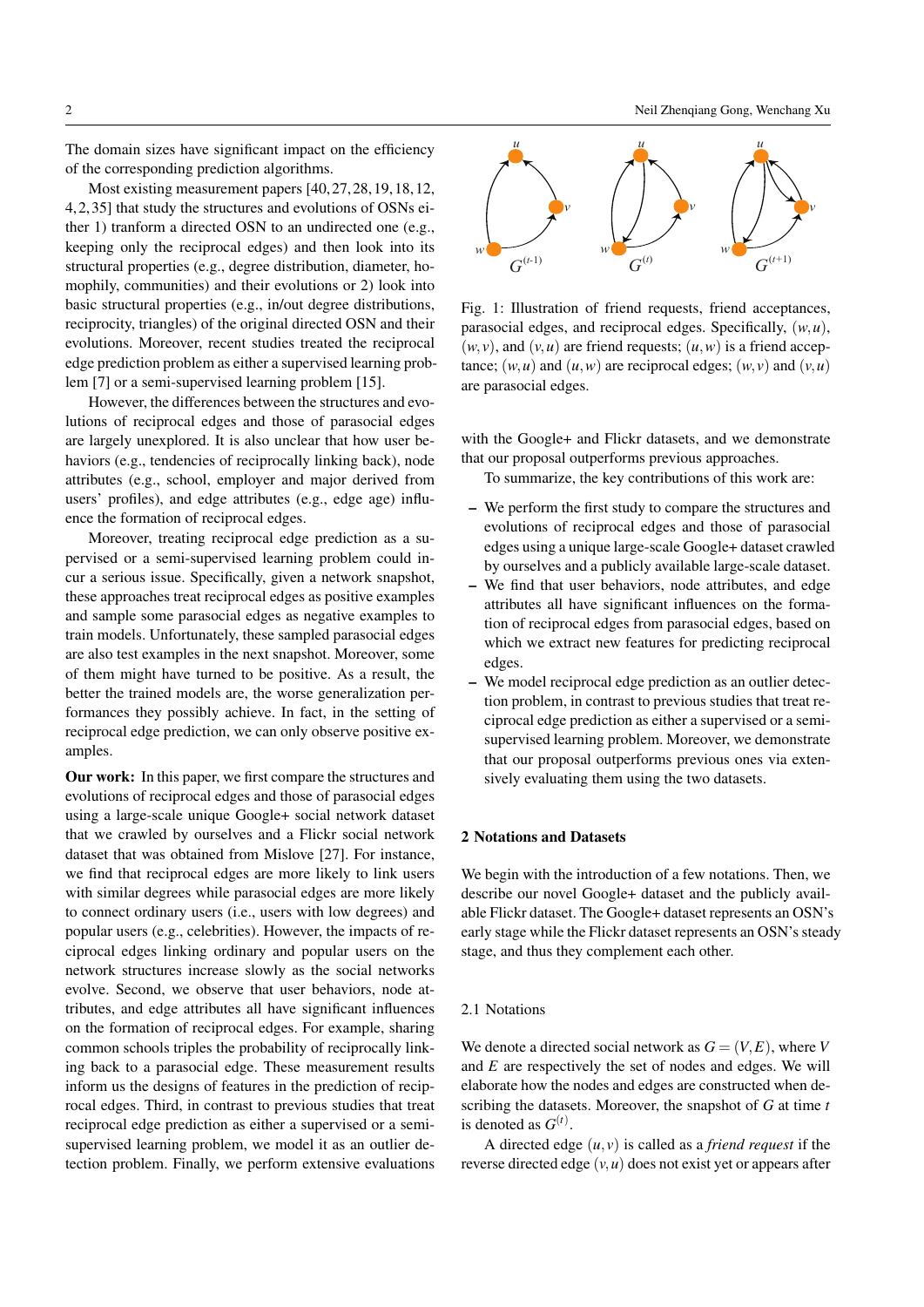The domain sizes have significant impact on the efficiency of the corresponding prediction algorithms.

Most existing measurement papers [40, 27, 28, 19, 18, 12, 4, 2, 35] that study the structures and evolutions of OSNs either 1) tranform a directed OSN to an undirected one (e.g., keeping only the reciprocal edges) and then look into its structural properties (e.g., degree distribution, diameter, homophily, communities) and their evolutions or 2) look into basic structural properties (e.g., in/out degree distributions, reciprocity, triangles) of the original directed OSN and their evolutions. Moreover, recent studies treated the reciprocal edge prediction problem as either a supervised learning problem [7] or a semi-supervised learning problem [15].

However, the differences between the structures and evolutions of reciprocal edges and those of parasocial edges are largely unexplored. It is also unclear that how user behaviors (e.g., tendencies of reciprocally linking back), node attributes (e.g., school, employer and major derived from users' profiles), and edge attributes (e.g., edge age) influence the formation of reciprocal edges.

Moreover, treating reciprocal edge prediction as a supervised or a semi-supervised learning problem could incur a serious issue. Specifically, given a network snapshot, these approaches treat reciprocal edges as positive examples and sample some parasocial edges as negative examples to train models. Unfortunately, these sampled parasocial edges are also test examples in the next snapshot. Moreover, some of them might have turned to be positive. As a result, the better the trained models are, the worse generalization performances they possibly achieve. In fact, in the setting of reciprocal edge prediction, we can only observe positive examples.

**Our work:** In this paper, we first compare the structures and evolutions of reciprocal edges and those of parasocial edges using a large-scale unique Google+ social network dataset that we crawled by ourselves and a Flickr social network dataset that was obtained from Mislove [27]. For instance, we find that reciprocal edges are more likely to link users with similar degrees while parasocial edges are more likely to connect ordinary users (i.e., users with low degrees) and popular users (e.g., celebrities). However, the impacts of reciprocal edges linking ordinary and popular users on the network structures increase slowly as the social networks evolve. Second, we observe that user behaviors, node attributes, and edge attributes all have significant influences on the formation of reciprocal edges. For example, sharing common schools triples the probability of reciprocally linking back to a parasocial edge. These measurement results inform us the designs of features in the prediction of reciprocal edges. Third, in contrast to previous studies that treat reciprocal edge prediction as either a supervised or a semi-supervised learning problem, we model it as an outlier detection problem. Finally, we perform extensive evaluations

u
v
w
$G^{(t-1)}$
u
v
w
$G^{(t)}$
u
v
w
$G^{(t+1)}$

Fig. 1: Illustration of friend requests, friend acceptances, parasocial edges, and reciprocal edges. Specifically, $(w,u)$, $(w,v)$, and $(v,u)$ are friend requests; $(u,w)$ is a friend acceptance; $(w,u)$ and $(u,w)$ are reciprocal edges; $(w,v)$ and $(v,u)$ are parasocial edges.

with the Google+ and Flickr datasets, and we demonstrate that our proposal outperforms previous approaches.

To summarize, the key contributions of this work are:

- We perform the first study to compare the structures and evolutions of reciprocal edges and those of parasocial edges using a unique large-scale Google+ dataset crawled by ourselves and a publicly available large-scale dataset.
- We find that user behaviors, node attributes, and edge attributes all have significant influences on the formation of reciprocal edges from parasocial edges, based on which we extract new features for predicting reciprocal edges.
- We model reciprocal edge prediction as an outlier detection problem, in contrast to previous studies that treat reciprocal edge prediction as either a supervised or a semi-supervised learning problem. Moreover, we demonstrate that our proposal outperforms previous ones via extensively evaluating them using the two datasets.

## 2 Notations and Datasets

We begin with the introduction of a few notations. Then, we describe our novel Google+ dataset and the publicly available Flickr dataset. The Google+ dataset represents an OSN's early stage while the Flickr dataset represents an OSN's steady stage, and thus they complement each other.

### 2.1 Notations

We denote a directed social network as $G = (V, E)$, where $V$ and $E$ are respectively the set of nodes and edges. We will elaborate how the nodes and edges are constructed when describing the datasets. Moreover, the snapshot of $G$ at time $t$ is denoted as $G^{(t)}$.

A directed edge $(u,v)$ is called as a *friend request* if the reverse directed edge $(v,u)$ does not exist yet or appears after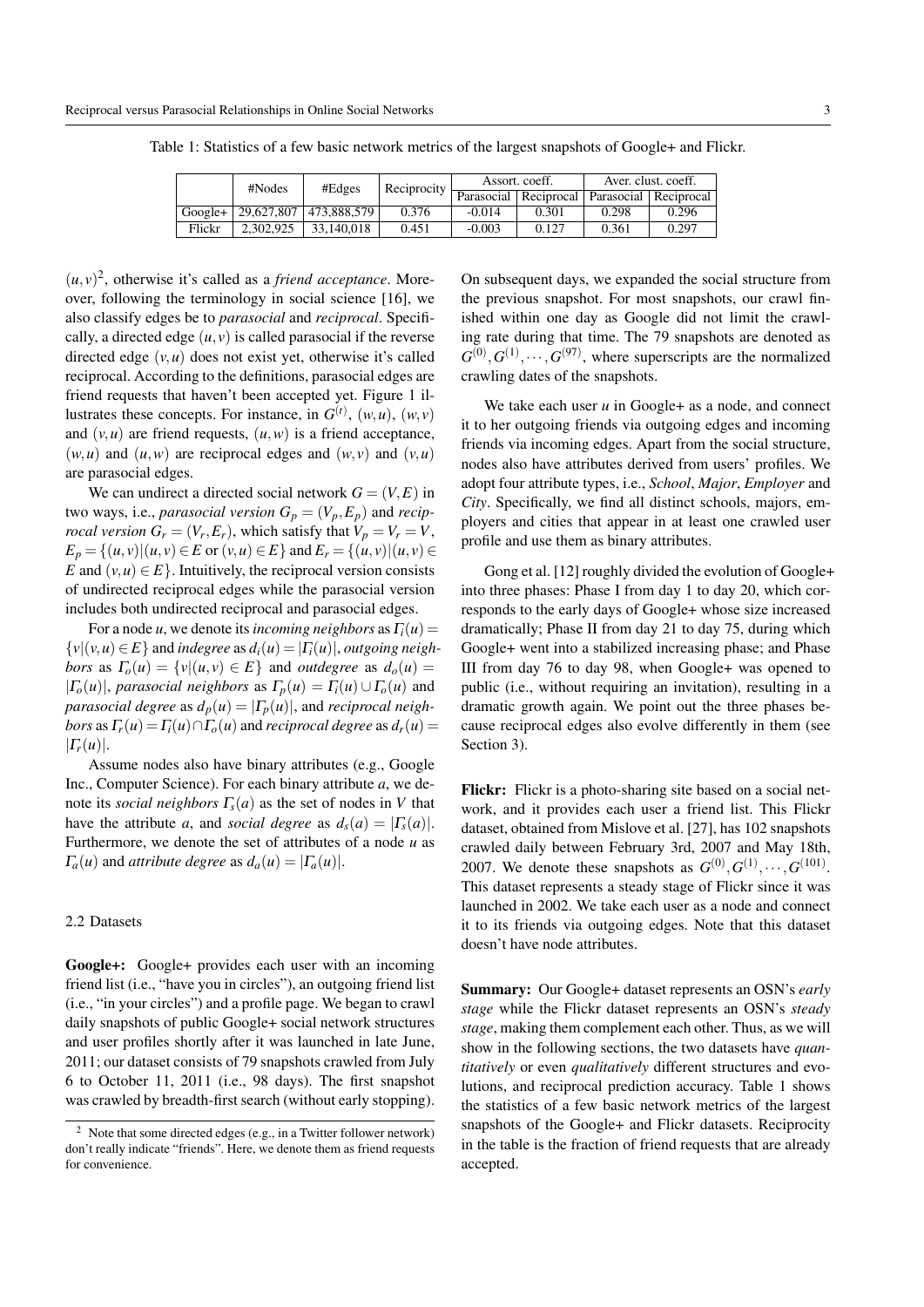Table 1: Statistics of a few basic network metrics of the largest snapshots of Google+ and Flickr.

| | #Nodes | #Edges | Reciprocity | Assort. coeff. | | Aver. clust. coeff. | |
|---|---|---|---|---|---|---|---|
| | | | | Parasocial | Reciprocal | Parasocial | Reciprocal |
| Google+ | 29,627,807 | 473,888,579 | 0.376 | -0.014 | 0.301 | 0.298 | 0.296 |
| Flickr | 2,302,925 | 33,140,018 | 0.451 | -0.003 | 0.127 | 0.361 | 0.297 |

$(u,v)$[2], otherwise it's called as a *friend acceptance*. Moreover, following the terminology in social science [16], we also classify edges be to *parasocial* and *reciprocal*. Specifically, a directed edge $(u,v)$ is called parasocial if the reverse directed edge $(v,u)$ does not exist yet, otherwise it's called reciprocal. According to the definitions, parasocial edges are friend requests that haven't been accepted yet. Figure 1 illustrates these concepts. For instance, in $G^{(t)}$, $(w,u)$, $(w,v)$ and $(v,u)$ are friend requests, $(u,w)$ is a friend acceptance, $(w,u)$ and $(u,w)$ are reciprocal edges and $(w,v)$ and $(v,u)$ are parasocial edges.

We can undirect a directed social network $G=(V,E)$ in two ways, i.e., *parasocial version* $G_p=(V_p,E_p)$ and *reciprocal version* $G_r=(V_r,E_r)$, which satisfy that $V_p=V_r=V$, $E_p=\{(u,v)|(u,v)\in E \text{ or } (v,u)\in E\}$ and $E_r=\{(u,v)|(u,v)\in E \text{ and } (v,u)\in E\}$. Intuitively, the reciprocal version consists of undirected reciprocal edges while the parasocial version includes both undirected reciprocal and parasocial edges.

For a node $u$, we denote its *incoming neighbors* as $\Gamma_i(u)=\{v|(v,u)\in E\}$ and *indegree* as $d_i(u)=|\Gamma_i(u)|$, *outgoing neighbors* as $\Gamma_o(u)=\{v|(u,v)\in E\}$ and *outdegree* as $d_o(u)=|\Gamma_o(u)|$, *parasocial neighbors* as $\Gamma_p(u)=\Gamma_i(u)\cup\Gamma_o(u)$ and *parasocial degree* as $d_p(u)=|\Gamma_p(u)|$, and *reciprocal neighbors* as $\Gamma_r(u)=\Gamma_i(u)\cap\Gamma_o(u)$ and *reciprocal degree* as $d_r(u)=|\Gamma_r(u)|$.

Assume nodes also have binary attributes (e.g., Google Inc., Computer Science). For each binary attribute $a$, we denote its *social neighbors* $\Gamma_s(a)$ as the set of nodes in $V$ that have the attribute $a$, and *social degree* as $d_s(a)=|\Gamma_s(a)|$. Furthermore, we denote the set of attributes of a node $u$ as $\Gamma_a(u)$ and *attribute degree* as $d_a(u)=|\Gamma_a(u)|$.

### 2.2 Datasets

**Google+:** Google+ provides each user with an incoming friend list (i.e., "have you in circles"), an outgoing friend list (i.e., "in your circles") and a profile page. We began to crawl daily snapshots of public Google+ social network structures and user profiles shortly after it was launched in late June, 2011; our dataset consists of 79 snapshots crawled from July 6 to October 11, 2011 (i.e., 98 days). The first snapshot was crawled by breadth-first search (without early stopping). On subsequent days, we expanded the social structure from the previous snapshot. For most snapshots, our crawl finished within one day as Google did not limit the crawling rate during that time. The 79 snapshots are denoted as $G^{(0)},G^{(1)},\cdots,G^{(97)}$, where superscripts are the normalized crawling dates of the snapshots.

We take each user $u$ in Google+ as a node, and connect it to her outgoing friends via outgoing edges and incoming friends via incoming edges. Apart from the social structure, nodes also have attributes derived from users' profiles. We adopt four attribute types, i.e., *School*, *Major*, *Employer* and *City*. Specifically, we find all distinct schools, majors, employers and cities that appear in at least one crawled user profile and use them as binary attributes.

Gong et al. [12] roughly divided the evolution of Google+ into three phases: Phase I from day 1 to day 20, which corresponds to the early days of Google+ whose size increased dramatically; Phase II from day 21 to day 75, during which Google+ went into a stabilized increasing phase; and Phase III from day 76 to day 98, when Google+ was opened to public (i.e., without requiring an invitation), resulting in a dramatic growth again. We point out the three phases because reciprocal edges also evolve differently in them (see Section 3).

**Flickr:** Flickr is a photo-sharing site based on a social network, and it provides each user a friend list. This Flickr dataset, obtained from Mislove et al. [27], has 102 snapshots crawled daily between February 3rd, 2007 and May 18th, 2007. We denote these snapshots as $G^{(0)},G^{(1)},\cdots,G^{(101)}$. This dataset represents a steady stage of Flickr since it was launched in 2002. We take each user as a node and connect it to its friends via outgoing edges. Note that this dataset doesn't have node attributes.

**Summary:** Our Google+ dataset represents an OSN's *early stage* while the Flickr dataset represents an OSN's *steady stage*, making them complement each other. Thus, as we will show in the following sections, the two datasets have *quantitatively* or even *qualitatively* different structures and evolutions, and reciprocal prediction accuracy. Table 1 shows the statistics of a few basic network metrics of the largest snapshots of the Google+ and Flickr datasets. Reciprocity in the table is the fraction of friend requests that are already accepted.

[2] Note that some directed edges (e.g., in a Twitter follower network) don't really indicate "friends". Here, we denote them as friend requests for convenience.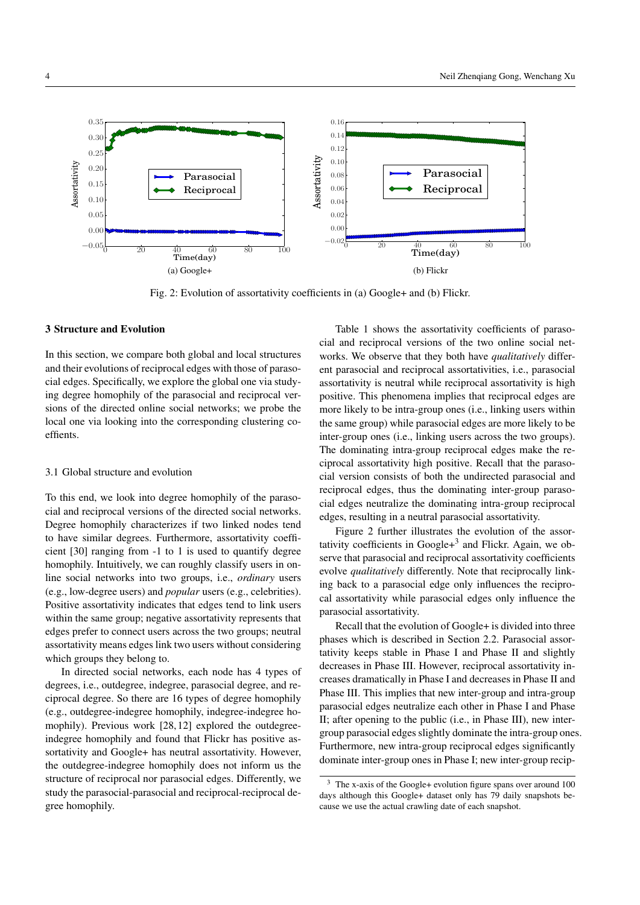(a) Google+

(b) Flickr

Fig. 2: Evolution of assortativity coefficients in (a) Google+ and (b) Flickr.

## 3 Structure and Evolution

In this section, we compare both global and local structures and their evolutions of reciprocal edges with those of parasocial edges. Specifically, we explore the global one via studying degree homophily of the parasocial and reciprocal versions of the directed online social networks; we probe the local one via looking into the corresponding clustering coeffients.

### 3.1 Global structure and evolution

To this end, we look into degree homophily of the parasocial and reciprocal versions of the directed social networks. Degree homophily characterizes if two linked nodes tend to have similar degrees. Furthermore, assortativity coefficient [30] ranging from -1 to 1 is used to quantify degree homophily. Intuitively, we can roughly classify users in online social networks into two groups, i.e., *ordinary* users (e.g., low-degree users) and *popular* users (e.g., celebrities). Positive assortativity indicates that edges tend to link users within the same group; negative assortativity represents that edges prefer to connect users across the two groups; neutral assortativity means edges link two users without considering which groups they belong to.

In directed social networks, each node has 4 types of degrees, i.e., outdegree, indegree, parasocial degree, and reciprocal degree. So there are 16 types of degree homophily (e.g., outdegree-indegree homophily, indegree-indegree homophily). Previous work [28,12] explored the outdegree-indegree homophily and found that Flickr has positive assortativity and Google+ has neutral assortativity. However, the outdegree-indegree homophily does not inform us the structure of reciprocal nor parasocial edges. Differently, we study the parasocial-parasocial and reciprocal-reciprocal degree homophily.

Table 1 shows the assortativity coefficients of parasocial and reciprocal versions of the two online social networks. We observe that they both have *qualitatively* different parasocial and reciprocal assortativities, i.e., parasocial assortativity is neutral while reciprocal assortativity is high positive. This phenomena implies that reciprocal edges are more likely to be intra-group ones (i.e., linking users within the same group) while parasocial edges are more likely to be inter-group ones (i.e., linking users across the two groups). The dominating intra-group reciprocal edges make the reciprocal assortativity high positive. Recall that the parasocial version consists of both the undirected parasocial and reciprocal edges, thus the dominating inter-group parasocial edges neutralize the dominating intra-group reciprocal edges, resulting in a neutral parasocial assortativity.

Figure 2 further illustrates the evolution of the assortativity coefficients in Google+[3] and Flickr. Again, we observe that parasocial and reciprocal assortativity coefficients evolve *qualitatively* differently. Note that reciprocally linking back to a parasocial edge only influences the reciprocal assortativity while parasocial edges only influence the parasocial assortativity.

Recall that the evolution of Google+ is divided into three phases which is described in Section 2.2. Parasocial assortativity keeps stable in Phase I and Phase II and slightly decreases in Phase III. However, reciprocal assortativity increases dramatically in Phase I and decreases in Phase II and Phase III. This implies that new inter-group and intra-group parasocial edges neutralize each other in Phase I and Phase II; after opening to the public (i.e., in Phase III), new inter-group parasocial edges slightly dominate the intra-group ones. Furthermore, new intra-group reciprocal edges significantly dominate inter-group ones in Phase I; new inter-group recip-

[3] The x-axis of the Google+ evolution figure spans over around 100 days although this Google+ dataset only has 79 daily snapshots because we use the actual crawling date of each snapshot.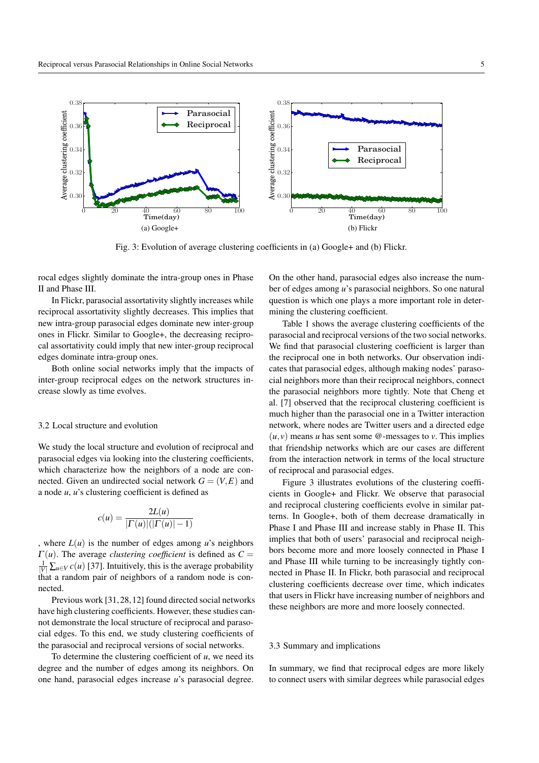0.38
0.36
0.34
0.32
0.30
Average clustering coefficient
Parasocial
Reciprocal
0 20 40 60 80 100
Time(day)
(a) Google+

0.38
0.36
0.34
0.32
0.30
Average clustering coefficient
Parasocial
Reciprocal
0 20 40 60 80 100
Time(day)
(b) Flickr

Fig. 3: Evolution of average clustering coefficients in (a) Google+ and (b) Flickr.

rocal edges slightly dominate the intra-group ones in Phase II and Phase III.

In Flickr, parasocial assortativity slightly increases while reciprocal assortativity slightly decreases. This implies that new intra-group parasocial edges dominate new inter-group ones in Flickr. Similar to Google+, the decreasing reciprocal assortativity could imply that new inter-group reciprocal edges dominate intra-group ones.

Both online social networks imply that the impacts of inter-group reciprocal edges on the network structures increase slowly as time evolves.

### 3.2 Local structure and evolution

We study the local structure and evolution of reciprocal and parasocial edges via looking into the clustering coefficients, which characterize how the neighbors of a node are connected. Given an undirected social network $G = (V, E)$ and a node $u$, $u$'s clustering coefficient is defined as

$$c(u) = \frac{2L(u)}{|\Gamma(u)|(|\Gamma(u)|-1)}$$

, where $L(u)$ is the number of edges among $u$'s neighbors $\Gamma(u)$. The average *clustering coefficient* is defined as $C = \frac{1}{|V|}\sum_{u\in V} c(u)$ [37]. Intuitively, this is the average probability that a random pair of neighbors of a random node is connected.

Previous work [31, 28, 12] found directed social networks have high clustering coefficients. However, these studies cannot demonstrate the local structure of reciprocal and parasocial edges. To this end, we study clustering coefficients of the parasocial and reciprocal versions of social networks.

To determine the clustering coefficient of $u$, we need its degree and the number of edges among its neighbors. On one hand, parasocial edges increase $u$'s parasocial degree. On the other hand, parasocial edges also increase the number of edges among $u$'s parasocial neighbors. So one natural question is which one plays a more important role in determining the clustering coefficient.

Table 1 shows the average clustering coefficients of the parasocial and reciprocal versions of the two social networks. We find that parasocial clustering coefficient is larger than the reciprocal one in both networks. Our observation indicates that parasocial edges, although making nodes' parasocial neighbors more than their reciprocal neighbors, connect the parasocial neighbors more tightly. Note that Cheng et al. [7] observed that the reciprocal clustering coefficient is much higher than the parasocial one in a Twitter interaction network, where nodes are Twitter users and a directed edge $(u, v)$ means $u$ has sent some @-messages to $v$. This implies that friendship networks which are our cases are different from the interaction network in terms of the local structure of reciprocal and parasocial edges.

Figure 3 illustrates evolutions of the clustering coefficients in Google+ and Flickr. We observe that parasocial and reciprocal clustering coefficients evolve in similar patterns. In Google+, both of them decrease dramatically in Phase I and Phase III and increase stably in Phase II. This implies that both of users' parasocial and reciprocal neighbors become more and more loosely connected in Phase I and Phase III while turning to be increasingly tightly connected in Phase II. In Flickr, both parasocial and reciprocal clustering coefficients decrease over time, which indicates that users in Flickr have increasing number of neighbors and these neighbors are more and more loosely connected.

### 3.3 Summary and implications

In summary, we find that reciprocal edges are more likely to connect users with similar degrees while parasocial edges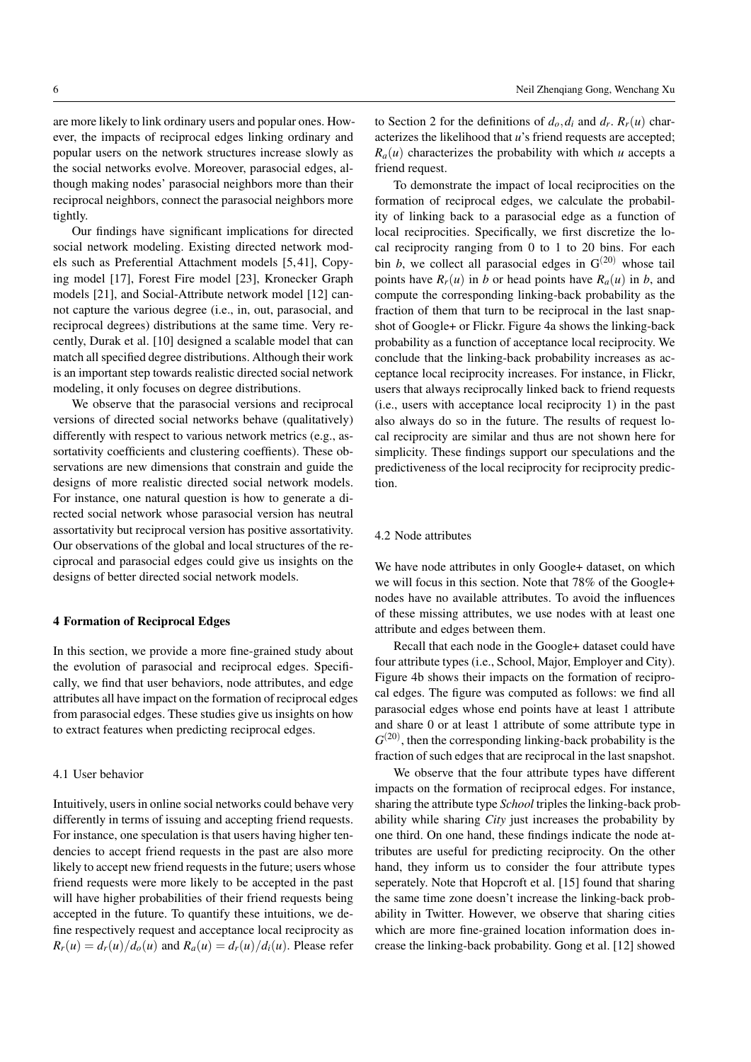are more likely to link ordinary users and popular ones. However, the impacts of reciprocal edges linking ordinary and popular users on the network structures increase slowly as the social networks evolve. Moreover, parasocial edges, although making nodes' parasocial neighbors more than their reciprocal neighbors, connect the parasocial neighbors more tightly.

Our findings have significant implications for directed social network modeling. Existing directed network models such as Preferential Attachment models [5,41], Copying model [17], Forest Fire model [23], Kronecker Graph models [21], and Social-Attribute network model [12] cannot capture the various degree (i.e., in, out, parasocial, and reciprocal degrees) distributions at the same time. Very recently, Durak et al. [10] designed a scalable model that can match all specified degree distributions. Although their work is an important step towards realistic directed social network modeling, it only focuses on degree distributions.

We observe that the parasocial versions and reciprocal versions of directed social networks behave (qualitatively) differently with respect to various network metrics (e.g., assortativity coefficients and clustering coeffients). These observations are new dimensions that constrain and guide the designs of more realistic directed social network models. For instance, one natural question is how to generate a directed social network whose parasocial version has neutral assortativity but reciprocal version has positive assortativity. Our observations of the global and local structures of the reciprocal and parasocial edges could give us insights on the designs of better directed social network models.

## 4 Formation of Reciprocal Edges

In this section, we provide a more fine-grained study about the evolution of parasocial and reciprocal edges. Specifically, we find that user behaviors, node attributes, and edge attributes all have impact on the formation of reciprocal edges from parasocial edges. These studies give us insights on how to extract features when predicting reciprocal edges.

### 4.1 User behavior

Intuitively, users in online social networks could behave very differently in terms of issuing and accepting friend requests. For instance, one speculation is that users having higher tendencies to accept friend requests in the past are also more likely to accept new friend requests in the future; users whose friend requests were more likely to be accepted in the past will have higher probabilities of their friend requests being accepted in the future. To quantify these intuitions, we define respectively request and acceptance local reciprocity as $R_r(u) = d_r(u)/d_o(u)$ and $R_a(u) = d_r(u)/d_i(u)$. Please refer to Section 2 for the definitions of $d_o, d_i$ and $d_r$. $R_r(u)$ characterizes the likelihood that $u$'s friend requests are accepted; $R_a(u)$ characterizes the probability with which $u$ accepts a friend request.

To demonstrate the impact of local reciprocities on the formation of reciprocal edges, we calculate the probability of linking back to a parasocial edge as a function of local reciprocities. Specifically, we first discretize the local reciprocity ranging from 0 to 1 to 20 bins. For each bin $b$, we collect all parasocial edges in $\mathrm{G}^{(20)}$ whose tail points have $R_r(u)$ in $b$ or head points have $R_a(u)$ in $b$, and compute the corresponding linking-back probability as the fraction of them that turn to be reciprocal in the last snapshot of Google+ or Flickr. Figure 4a shows the linking-back probability as a function of acceptance local reciprocity. We conclude that the linking-back probability increases as acceptance local reciprocity increases. For instance, in Flickr, users that always reciprocally linked back to friend requests (i.e., users with acceptance local reciprocity 1) in the past also always do so in the future. The results of request local reciprocity are similar and thus are not shown here for simplicity. These findings support our speculations and the predictiveness of the local reciprocity for reciprocity prediction.

### 4.2 Node attributes

We have node attributes in only Google+ dataset, on which we will focus in this section. Note that 78% of the Google+ nodes have no available attributes. To avoid the influences of these missing attributes, we use nodes with at least one attribute and edges between them.

Recall that each node in the Google+ dataset could have four attribute types (i.e., School, Major, Employer and City). Figure 4b shows their impacts on the formation of reciprocal edges. The figure was computed as follows: we find all parasocial edges whose end points have at least 1 attribute and share 0 or at least 1 attribute of some attribute type in $G^{(20)}$, then the corresponding linking-back probability is the fraction of such edges that are reciprocal in the last snapshot.

We observe that the four attribute types have different impacts on the formation of reciprocal edges. For instance, sharing the attribute type *School* triples the linking-back probability while sharing *City* just increases the probability by one third. On one hand, these findings indicate the node attributes are useful for predicting reciprocity. On the other hand, they inform us to consider the four attribute types seperately. Note that Hopcroft et al. [15] found that sharing the same time zone doesn't increase the linking-back probability in Twitter. However, we observe that sharing cities which are more fine-grained location information does increase the linking-back probability. Gong et al. [12] showed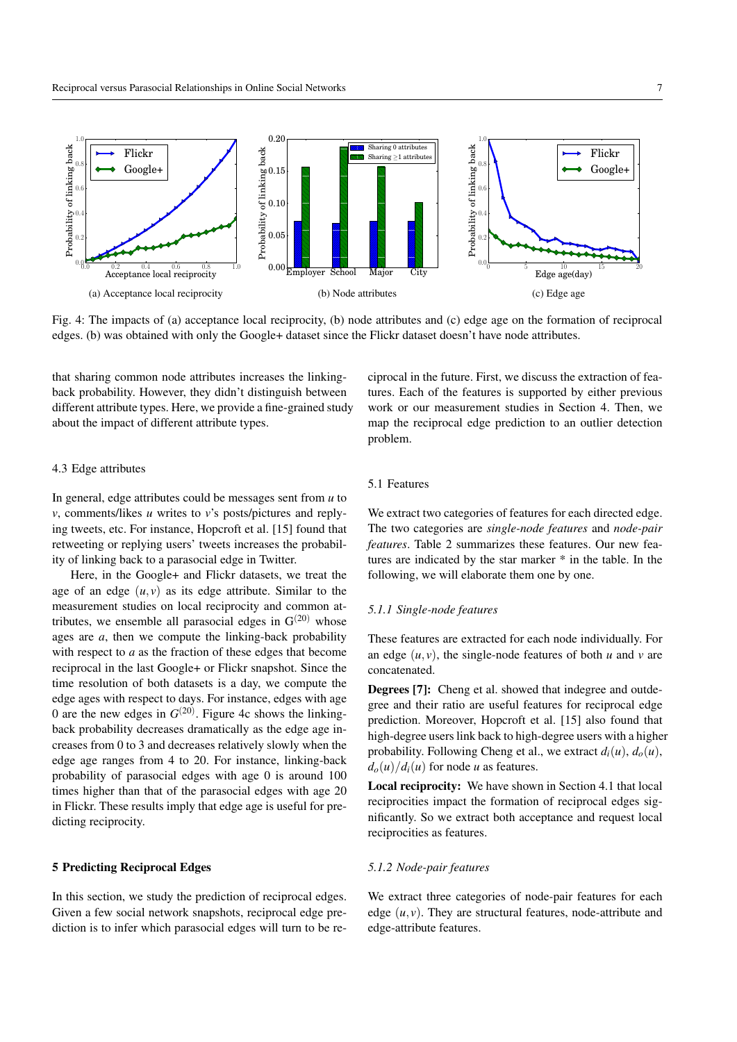(a) Acceptance local reciprocity

(b) Node attributes

(c) Edge age

Fig. 4: The impacts of (a) acceptance local reciprocity, (b) node attributes and (c) edge age on the formation of reciprocal edges. (b) was obtained with only the Google+ dataset since the Flickr dataset doesn't have node attributes.

that sharing common node attributes increases the linking-back probability. However, they didn't distinguish between different attribute types. Here, we provide a fine-grained study about the impact of different attribute types.

### 4.3 Edge attributes

In general, edge attributes could be messages sent from $u$ to $v$, comments/likes $u$ writes to $v$'s posts/pictures and replying tweets, etc. For instance, Hopcroft et al. [15] found that retweeting or replying users' tweets increases the probability of linking back to a parasocial edge in Twitter.

Here, in the Google+ and Flickr datasets, we treat the age of an edge $(u,v)$ as its edge attribute. Similar to the measurement studies on local reciprocity and common attributes, we ensemble all parasocial edges in $G^{(20)}$ whose ages are $a$, then we compute the linking-back probability with respect to $a$ as the fraction of these edges that become reciprocal in the last Google+ or Flickr snapshot. Since the time resolution of both datasets is a day, we compute the edge ages with respect to days. For instance, edges with age 0 are the new edges in $G^{(20)}$. Figure 4c shows the linking-back probability decreases dramatically as the edge age increases from 0 to 3 and decreases relatively slowly when the edge age ranges from 4 to 20. For instance, linking-back probability of parasocial edges with age 0 is around 100 times higher than that of the parasocial edges with age 20 in Flickr. These results imply that edge age is useful for predicting reciprocity.

## 5 Predicting Reciprocal Edges

In this section, we study the prediction of reciprocal edges. Given a few social network snapshots, reciprocal edge prediction is to infer which parasocial edges will turn to be reciprocal in the future. First, we discuss the extraction of features. Each of the features is supported by either previous work or our measurement studies in Section 4. Then, we map the reciprocal edge prediction to an outlier detection problem.

### 5.1 Features

We extract two categories of features for each directed edge. The two categories are *single-node features* and *node-pair features*. Table 2 summarizes these features. Our new features are indicated by the star marker * in the table. In the following, we will elaborate them one by one.

#### 5.1.1 Single-node features

These features are extracted for each node individually. For an edge $(u,v)$, the single-node features of both $u$ and $v$ are concatenated.

**Degrees [7]:** Cheng et al. showed that indegree and outdegree and their ratio are useful features for reciprocal edge prediction. Moreover, Hopcroft et al. [15] also found that high-degree users link back to high-degree users with a higher probability. Following Cheng et al., we extract $d_i(u)$, $d_o(u)$, $d_o(u)/d_i(u)$ for node $u$ as features.

**Local reciprocity:** We have shown in Section 4.1 that local reciprocities impact the formation of reciprocal edges significantly. So we extract both acceptance and request local reciprocities as features.

#### 5.1.2 Node-pair features

We extract three categories of node-pair features for each edge $(u,v)$. They are structural features, node-attribute and edge-attribute features.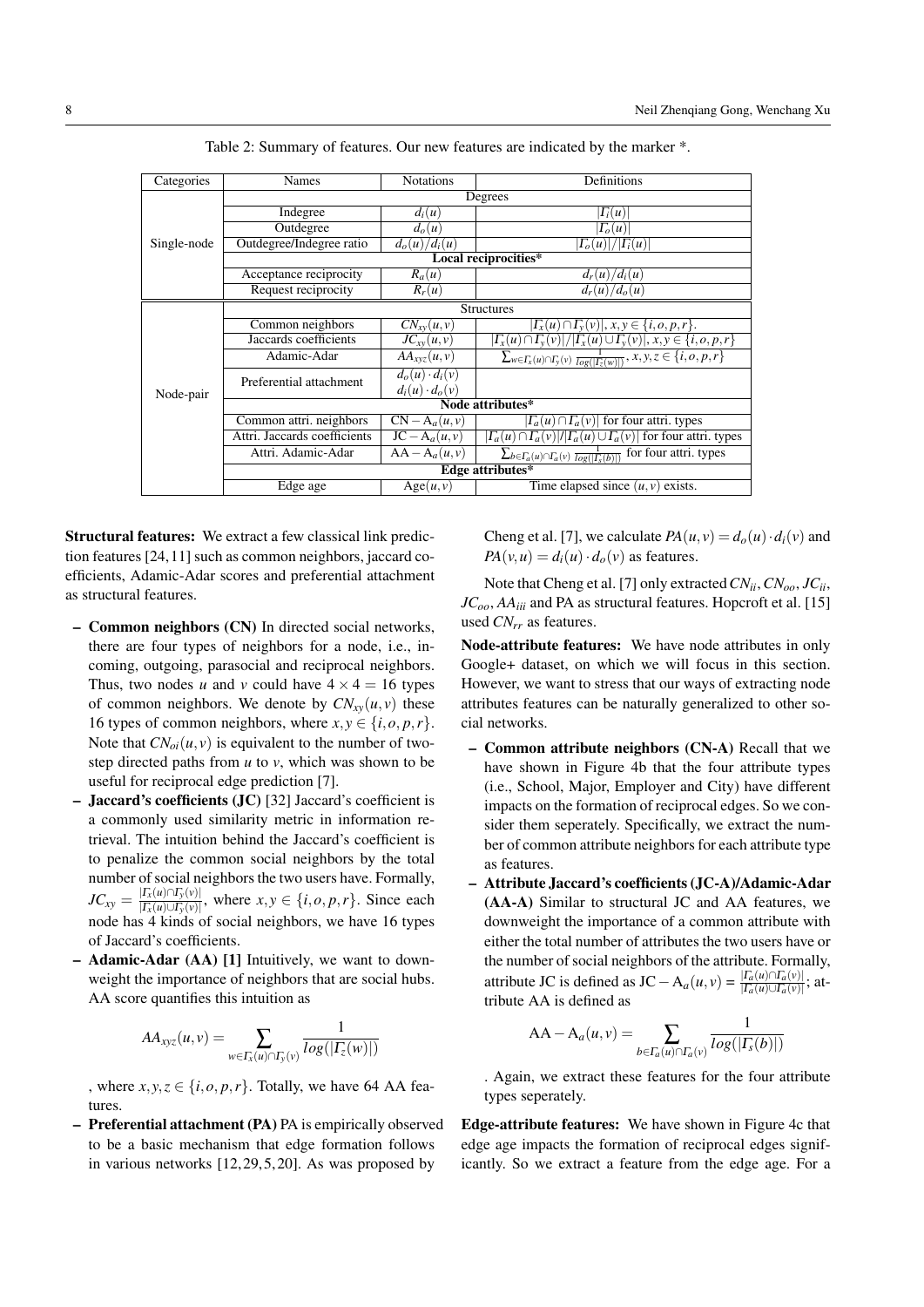Table 2: Summary of features. Our new features are indicated by the marker *.

| Categories | Names | Notations | Definitions |
|---|---|---|---|
| Single-node | Degrees | | |
| | Indegree | $d_i(u)$ | $\lvert\Gamma_i(u)\rvert$ |
| | Outdegree | $d_o(u)$ | $\lvert\Gamma_o(u)\rvert$ |
| | Outdegree/Indegree ratio | $d_o(u)/d_i(u)$ | $\lvert\Gamma_o(u)\rvert/\lvert\Gamma_i(u)\rvert$ |
| | **Local reciprocities*** | | |
| | Acceptance reciprocity | $R_a(u)$ | $d_r(u)/d_i(u)$ |
| | Request reciprocity | $R_r(u)$ | $d_r(u)/d_o(u)$ |
| Node-pair | Structures | | |
| | Common neighbors | $CN_{xy}(u,v)$ | $\lvert\Gamma_x(u)\cap\Gamma_y(v)\rvert, x,y\in\{i,o,p,r\}$. |
| | Jaccards coefficients | $JC_{xy}(u,v)$ | $\lvert\Gamma_x(u)\cap\Gamma_y(v)\rvert/\lvert\Gamma_x(u)\cup\Gamma_y(v)\rvert, x,y\in\{i,o,p,r\}$ |
| | Adamic-Adar | $AA_{xyz}(u,v)$ | $\sum_{w\in\Gamma_x(u)\cap\Gamma_y(v)}\frac{1}{log(\lvert\Gamma_z(w)\rvert)}, x,y,z\in\{i,o,p,r\}$ |
| | Preferential attachment | $d_o(u)\cdot d_i(v)$<br>$d_i(u)\cdot d_o(v)$ | |
| | **Node attributes*** | | |
| | Common attri. neighbors | $\mathrm{CN}-\mathrm{A}_a(u,v)$ | $\lvert\Gamma_a(u)\cap\Gamma_a(v)\rvert$ for four attri. types |
| | Attri. Jaccards coefficients | $\mathrm{JC}-\mathrm{A}_a(u,v)$ | $\lvert\Gamma_a(u)\cap\Gamma_a(v)\rvert/\lvert\Gamma_a(u)\cup\Gamma_a(v)\rvert$ for four attri. types |
| | Attri. Adamic-Adar | $\mathrm{AA}-\mathrm{A}_a(u,v)$ | $\sum_{b\in\Gamma_a(u)\cap\Gamma_a(v)}\frac{1}{log(\lvert\Gamma_s(b)\rvert)}$ for four attri. types |
| | **Edge attributes*** | | |
| | Edge age | $\mathrm{Age}(u,v)$ | Time elapsed since $(u,v)$ exists. |

**Structural features:** We extract a few classical link prediction features [24,11] such as common neighbors, jaccard coefficients, Adamic-Adar scores and preferential attachment as structural features.

- **Common neighbors (CN)** In directed social networks, there are four types of neighbors for a node, i.e., incoming, outgoing, parasocial and reciprocal neighbors. Thus, two nodes $u$ and $v$ could have $4\times 4 = 16$ types of common neighbors. We denote by $CN_{xy}(u,v)$ these 16 types of common neighbors, where $x,y\in\{i,o,p,r\}$. Note that $CN_{oi}(u,v)$ is equivalent to the number of two-step directed paths from $u$ to $v$, which was shown to be useful for reciprocal edge prediction [7].
- **Jaccard's coefficients (JC)** [32] Jaccard's coefficient is a commonly used similarity metric in information retrieval. The intuition behind the Jaccard's coefficient is to penalize the common social neighbors by the total number of social neighbors the two users have. Formally, $JC_{xy} = \frac{|\Gamma_x(u)\cap\Gamma_y(v)|}{|\Gamma_x(u)\cup\Gamma_y(v)|}$, where $x,y\in\{i,o,p,r\}$. Since each node has 4 kinds of social neighbors, we have 16 types of Jaccard's coefficients.
- **Adamic-Adar (AA) [1]** Intuitively, we want to downweight the importance of neighbors that are social hubs. AA score quantifies this intuition as

$$AA_{xyz}(u,v) = \sum_{w\in\Gamma_x(u)\cap\Gamma_y(v)}\frac{1}{log(|\Gamma_z(w)|)}$$

, where $x,y,z\in\{i,o,p,r\}$. Totally, we have 64 AA features.
- **Preferential attachment (PA)** PA is empirically observed to be a basic mechanism that edge formation follows in various networks [12,29,5,20]. As was proposed by Cheng et al. [7], we calculate $PA(u,v) = d_o(u)\cdot d_i(v)$ and $PA(v,u) = d_i(u)\cdot d_o(v)$ as features.

Note that Cheng et al. [7] only extracted $CN_{ii}$, $CN_{oo}$, $JC_{ii}$, $JC_{oo}$, $AA_{iii}$ and PA as structural features. Hopcroft et al. [15] used $CN_{rr}$ as features.

**Node-attribute features:** We have node attributes in only Google+ dataset, on which we will focus in this section. However, we want to stress that our ways of extracting node attributes features can be naturally generalized to other social networks.

- **Common attribute neighbors (CN-A)** Recall that we have shown in Figure 4b that the four attribute types (i.e., School, Major, Employer and City) have different impacts on the formation of reciprocal edges. So we consider them seperately. Specifically, we extract the number of common attribute neighbors for each attribute type as features.
- **Attribute Jaccard's coefficients (JC-A)/Adamic-Adar (AA-A)** Similar to structural JC and AA features, we downweight the importance of a common attribute with either the total number of attributes the two users have or the number of social neighbors of the attribute. Formally, attribute JC is defined as $\mathrm{JC}-\mathrm{A}_a(u,v) = \frac{|\Gamma_a(u)\cap\Gamma_a(v)|}{|\Gamma_a(u)\cup\Gamma_a(v)|}$; attribute AA is defined as

$$\mathrm{AA}-\mathrm{A}_a(u,v) = \sum_{b\in\Gamma_a(u)\cap\Gamma_a(v)}\frac{1}{log(|\Gamma_s(b)|)}$$

. Again, we extract these features for the four attribute types seperately.

**Edge-attribute features:** We have shown in Figure 4c that edge age impacts the formation of reciprocal edges significantly. So we extract a feature from the edge age. For a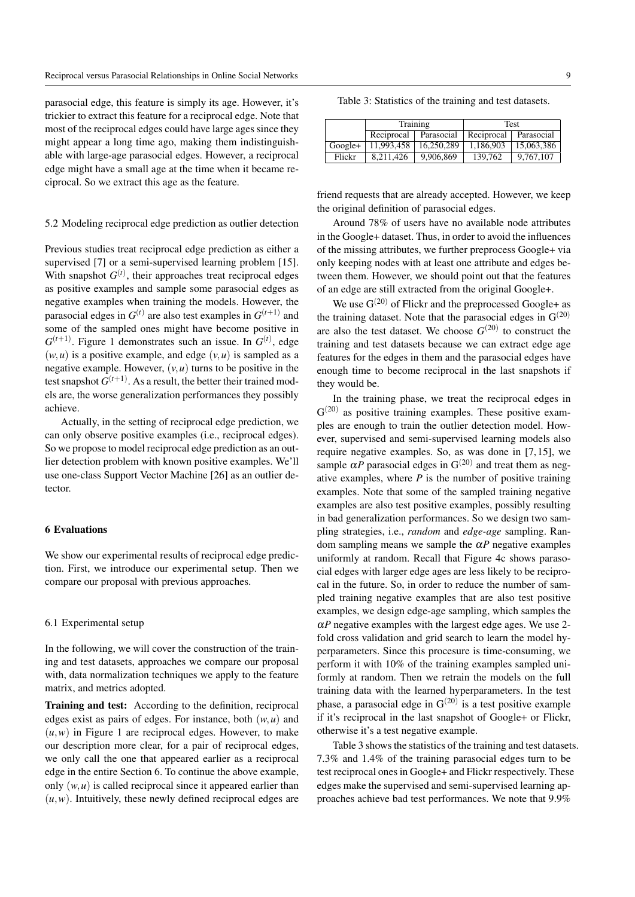parasocial edge, this feature is simply its age. However, it's trickier to extract this feature for a reciprocal edge. Note that most of the reciprocal edges could have large ages since they might appear a long time ago, making them indistinguishable with large-age parasocial edges. However, a reciprocal edge might have a small age at the time when it became reciprocal. So we extract this age as the feature.

### 5.2 Modeling reciprocal edge prediction as outlier detection

Previous studies treat reciprocal edge prediction as either a supervised [7] or a semi-supervised learning problem [15]. With snapshot $G^{(t)}$, their approaches treat reciprocal edges as positive examples and sample some parasocial edges as negative examples when training the models. However, the parasocial edges in $G^{(t)}$ are also test examples in $G^{(t+1)}$ and some of the sampled ones might have become positive in $G^{(t+1)}$. Figure 1 demonstrates such an issue. In $G^{(t)}$, edge $(w,u)$ is a positive example, and edge $(v,u)$ is sampled as a negative example. However, $(v,u)$ turns to be positive in the test snapshot $G^{(t+1)}$. As a result, the better their trained models are, the worse generalization performances they possibly achieve.

Actually, in the setting of reciprocal edge prediction, we can only observe positive examples (i.e., reciprocal edges). So we propose to model reciprocal edge prediction as an outlier detection problem with known positive examples. We'll use one-class Support Vector Machine [26] as an outlier detector.

## 6 Evaluations

We show our experimental results of reciprocal edge prediction. First, we introduce our experimental setup. Then we compare our proposal with previous approaches.

### 6.1 Experimental setup

In the following, we will cover the construction of the training and test datasets, approaches we compare our proposal with, data normalization techniques we apply to the feature matrix, and metrics adopted.

**Training and test:** According to the definition, reciprocal edges exist as pairs of edges. For instance, both $(w,u)$ and $(u,w)$ in Figure 1 are reciprocal edges. However, to make our description more clear, for a pair of reciprocal edges, we only call the one that appeared earlier as a reciprocal edge in the entire Section 6. To continue the above example, only $(w,u)$ is called reciprocal since it appeared earlier than $(u,w)$. Intuitively, these newly defined reciprocal edges are friend requests that are already accepted. However, we keep the original definition of parasocial edges.

Table 3: Statistics of the training and test datasets.

| | Training | | Test | |
|---|---|---|---|---|
| | Reciprocal | Parasocial | Reciprocal | Parasocial |
| Google+ | 11,993,458 | 16,250,289 | 1,186,903 | 15,063,386 |
| Flickr | 8,211,426 | 9,906,869 | 139,762 | 9,767,107 |

Around 78% of users have no available node attributes in the Google+ dataset. Thus, in order to avoid the influences of the missing attributes, we further preprocess Google+ via only keeping nodes with at least one attribute and edges between them. However, we should point out that the features of an edge are still extracted from the original Google+.

We use $G^{(20)}$ of Flickr and the preprocessed Google+ as the training dataset. Note that the parasocial edges in $G^{(20)}$ are also the test dataset. We choose $G^{(20)}$ to construct the training and test datasets because we can extract edge age features for the edges in them and the parasocial edges have enough time to become reciprocal in the last snapshots if they would be.

In the training phase, we treat the reciprocal edges in $G^{(20)}$ as positive training examples. These positive examples are enough to train the outlier detection model. However, supervised and semi-supervised learning models also require negative examples. So, as was done in [7,15], we sample $\alpha P$ parasocial edges in $G^{(20)}$ and treat them as negative examples, where $P$ is the number of positive training examples. Note that some of the sampled training negative examples are also test positive examples, possibly resulting in bad generalization performances. So we design two sampling strategies, i.e., *random* and *edge-age* sampling. Random sampling means we sample the $\alpha P$ negative examples uniformly at random. Recall that Figure 4c shows parasocial edges with larger edge ages are less likely to be reciprocal in the future. So, in order to reduce the number of sampled training negative examples that are also test positive examples, we design edge-age sampling, which samples the $\alpha P$ negative examples with the largest edge ages. We use 2-fold cross validation and grid search to learn the model hyperparameters. Since this procesure is time-consuming, we perform it with 10% of the training examples sampled uniformly at random. Then we retrain the models on the full training data with the learned hyperparameters. In the test phase, a parasocial edge in $G^{(20)}$ is a test positive example if it's reciprocal in the last snapshot of Google+ or Flickr, otherwise it's a test negative example.

Table 3 shows the statistics of the training and test datasets. 7.3% and 1.4% of the training parasocial edges turn to be test reciprocal ones in Google+ and Flickr respectively. These edges make the supervised and semi-supervised learning approaches achieve bad test performances. We note that 9.9%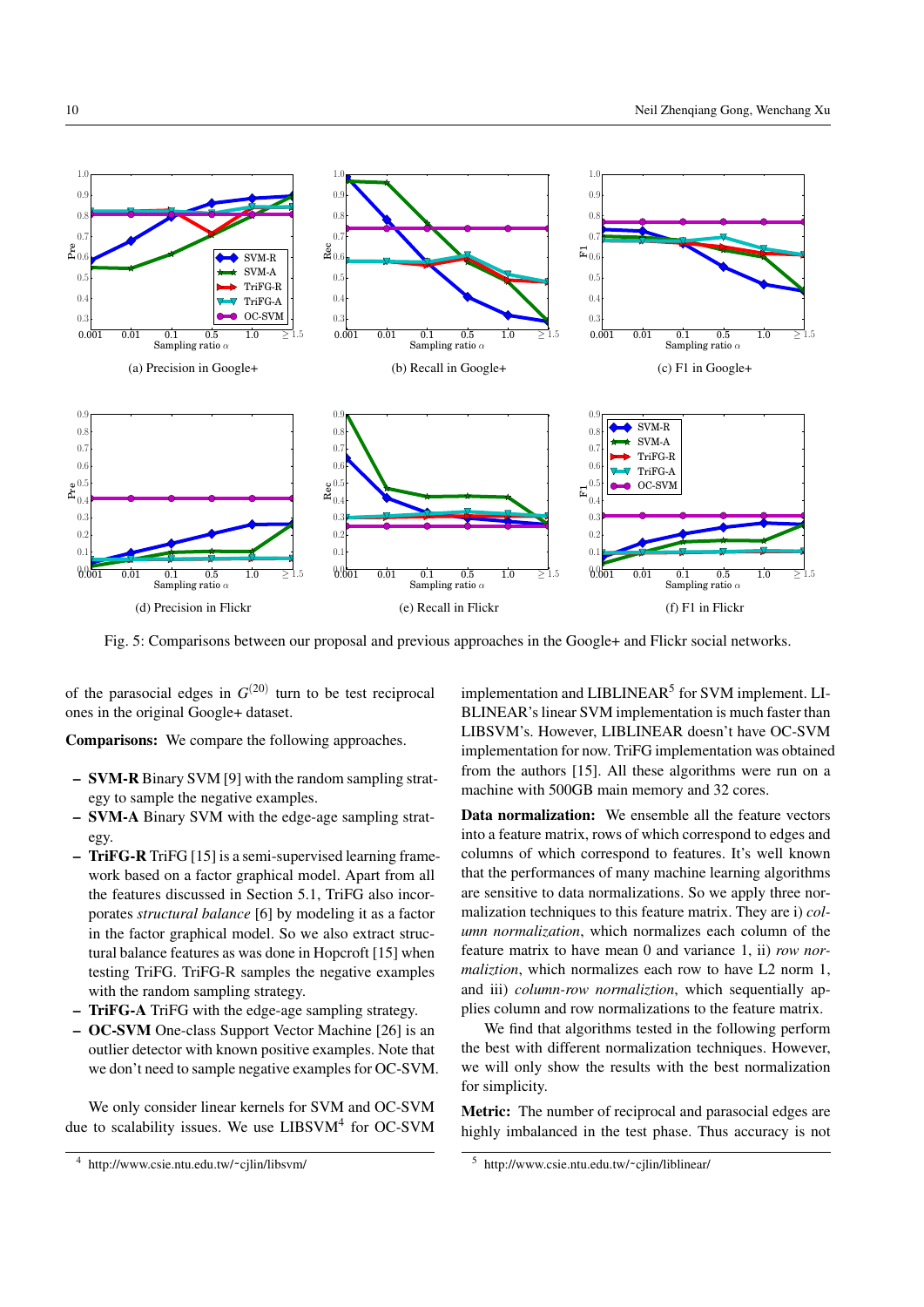(a) Precision in Google+

(b) Recall in Google+

(c) F1 in Google+

(d) Precision in Flickr

(e) Recall in Flickr

(f) F1 in Flickr

Fig. 5: Comparisons between our proposal and previous approaches in the Google+ and Flickr social networks.

of the parasocial edges in $G^{(20)}$ turn to be test reciprocal ones in the original Google+ dataset.

**Comparisons:** We compare the following approaches.

- **SVM-R** Binary SVM [9] with the random sampling strategy to sample the negative examples.
- **SVM-A** Binary SVM with the edge-age sampling strategy.
- **TriFG-R** TriFG [15] is a semi-supervised learning framework based on a factor graphical model. Apart from all the features discussed in Section 5.1, TriFG also incorporates *structural balance* [6] by modeling it as a factor in the factor graphical model. So we also extract structural balance features as was done in Hopcroft [15] when testing TriFG. TriFG-R samples the negative examples with the random sampling strategy.
- **TriFG-A** TriFG with the edge-age sampling strategy.
- **OC-SVM** One-class Support Vector Machine [26] is an outlier detector with known positive examples. Note that we don't need to sample negative examples for OC-SVM.

We only consider linear kernels for SVM and OC-SVM due to scalability issues. We use LIBSVM[4] for OC-SVM implementation and LIBLINEAR[5] for SVM implement. LIBLINEAR's linear SVM implementation is much faster than LIBSVM's. However, LIBLINEAR doesn't have OC-SVM implementation for now. TriFG implementation was obtained from the authors [15]. All these algorithms were run on a machine with 500GB main memory and 32 cores.

**Data normalization:** We ensemble all the feature vectors into a feature matrix, rows of which correspond to edges and columns of which correspond to features. It's well known that the performances of many machine learning algorithms are sensitive to data normalizations. So we apply three normalization techniques to this feature matrix. They are i) *column normalization*, which normalizes each column of the feature matrix to have mean 0 and variance 1, ii) *row normaliztion*, which normalizes each row to have L2 norm 1, and iii) *column-row normaliztion*, which sequentially applies column and row normalizations to the feature matrix.

We find that algorithms tested in the following perform the best with different normalization techniques. However, we will only show the results with the best normalization for simplicity.

**Metric:** The number of reciprocal and parasocial edges are highly imbalanced in the test phase. Thus accuracy is not

[4] http://www.csie.ntu.edu.tw/~cjlin/libsvm/

[5] http://www.csie.ntu.edu.tw/~cjlin/liblinear/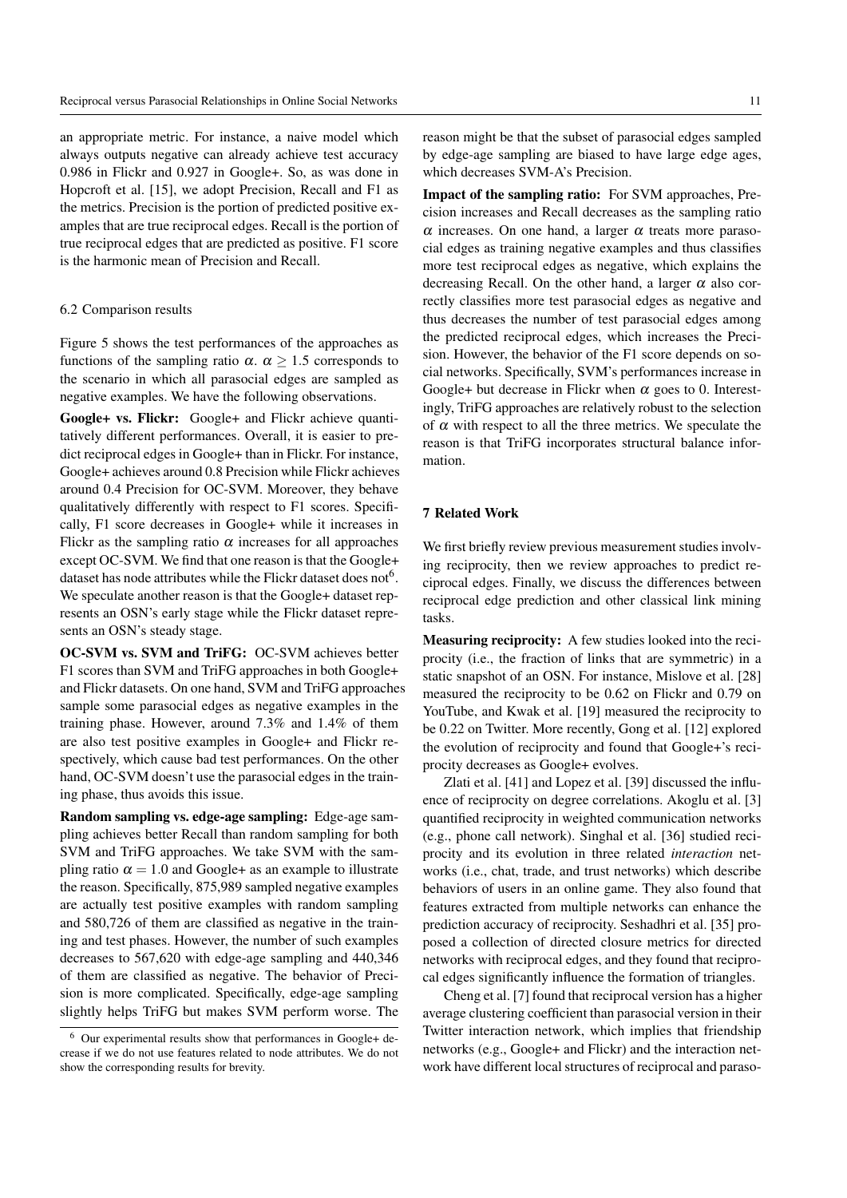an appropriate metric. For instance, a naive model which always outputs negative can already achieve test accuracy 0.986 in Flickr and 0.927 in Google+. So, as was done in Hopcroft et al. [15], we adopt Precision, Recall and F1 as the metrics. Precision is the portion of predicted positive examples that are true reciprocal edges. Recall is the portion of true reciprocal edges that are predicted as positive. F1 score is the harmonic mean of Precision and Recall.

### 6.2 Comparison results

Figure 5 shows the test performances of the approaches as functions of the sampling ratio $\alpha$. $\alpha \geq 1.5$ corresponds to the scenario in which all parasocial edges are sampled as negative examples. We have the following observations.

**Google+ vs. Flickr:** Google+ and Flickr achieve quantitatively different performances. Overall, it is easier to predict reciprocal edges in Google+ than in Flickr. For instance, Google+ achieves around 0.8 Precision while Flickr achieves around 0.4 Precision for OC-SVM. Moreover, they behave qualitatively differently with respect to F1 scores. Specifically, F1 score decreases in Google+ while it increases in Flickr as the sampling ratio $\alpha$ increases for all approaches except OC-SVM. We find that one reason is that the Google+ dataset has node attributes while the Flickr dataset does not[6]. We speculate another reason is that the Google+ dataset represents an OSN's early stage while the Flickr dataset represents an OSN's steady stage.

**OC-SVM vs. SVM and TriFG:** OC-SVM achieves better F1 scores than SVM and TriFG approaches in both Google+ and Flickr datasets. On one hand, SVM and TriFG approaches sample some parasocial edges as negative examples in the training phase. However, around 7.3% and 1.4% of them are also test positive examples in Google+ and Flickr respectively, which cause bad test performances. On the other hand, OC-SVM doesn't use the parasocial edges in the training phase, thus avoids this issue.

**Random sampling vs. edge-age sampling:** Edge-age sampling achieves better Recall than random sampling for both SVM and TriFG approaches. We take SVM with the sampling ratio $\alpha = 1.0$ and Google+ as an example to illustrate the reason. Specifically, 875,989 sampled negative examples are actually test positive examples with random sampling and 580,726 of them are classified as negative in the training and test phases. However, the number of such examples decreases to 567,620 with edge-age sampling and 440,346 of them are classified as negative. The behavior of Precision is more complicated. Specifically, edge-age sampling slightly helps TriFG but makes SVM perform worse. The reason might be that the subset of parasocial edges sampled by edge-age sampling are biased to have large edge ages, which decreases SVM-A's Precision.

**Impact of the sampling ratio:** For SVM approaches, Precision increases and Recall decreases as the sampling ratio $\alpha$ increases. On one hand, a larger $\alpha$ treats more parasocial edges as training negative examples and thus classifies more test reciprocal edges as negative, which explains the decreasing Recall. On the other hand, a larger $\alpha$ also correctly classifies more test parasocial edges as negative and thus decreases the number of test parasocial edges among the predicted reciprocal edges, which increases the Precision. However, the behavior of the F1 score depends on social networks. Specifically, SVM's performances increase in Google+ but decrease in Flickr when $\alpha$ goes to 0. Interestingly, TriFG approaches are relatively robust to the selection of $\alpha$ with respect to all the three metrics. We speculate the reason is that TriFG incorporates structural balance information.

## 7 Related Work

We first briefly review previous measurement studies involving reciprocity, then we review approaches to predict reciprocal edges. Finally, we discuss the differences between reciprocal edge prediction and other classical link mining tasks.

**Measuring reciprocity:** A few studies looked into the reciprocity (i.e., the fraction of links that are symmetric) in a static snapshot of an OSN. For instance, Mislove et al. [28] measured the reciprocity to be 0.62 on Flickr and 0.79 on YouTube, and Kwak et al. [19] measured the reciprocity to be 0.22 on Twitter. More recently, Gong et al. [12] explored the evolution of reciprocity and found that Google+'s reciprocity decreases as Google+ evolves.

Zlati et al. [41] and Lopez et al. [39] discussed the influence of reciprocity on degree correlations. Akoglu et al. [3] quantified reciprocity in weighted communication networks (e.g., phone call network). Singhal et al. [36] studied reciprocity and its evolution in three related *interaction* networks (i.e., chat, trade, and trust networks) which describe behaviors of users in an online game. They also found that features extracted from multiple networks can enhance the prediction accuracy of reciprocity. Seshadhri et al. [35] proposed a collection of directed closure metrics for directed networks with reciprocal edges, and they found that reciprocal edges significantly influence the formation of triangles.

Cheng et al. [7] found that reciprocal version has a higher average clustering coefficient than parasocial version in their Twitter interaction network, which implies that friendship networks (e.g., Google+ and Flickr) and the interaction network have different local structures of reciprocal and paraso-

[6] Our experimental results show that performances in Google+ decrease if we do not use features related to node attributes. We do not show the corresponding results for brevity.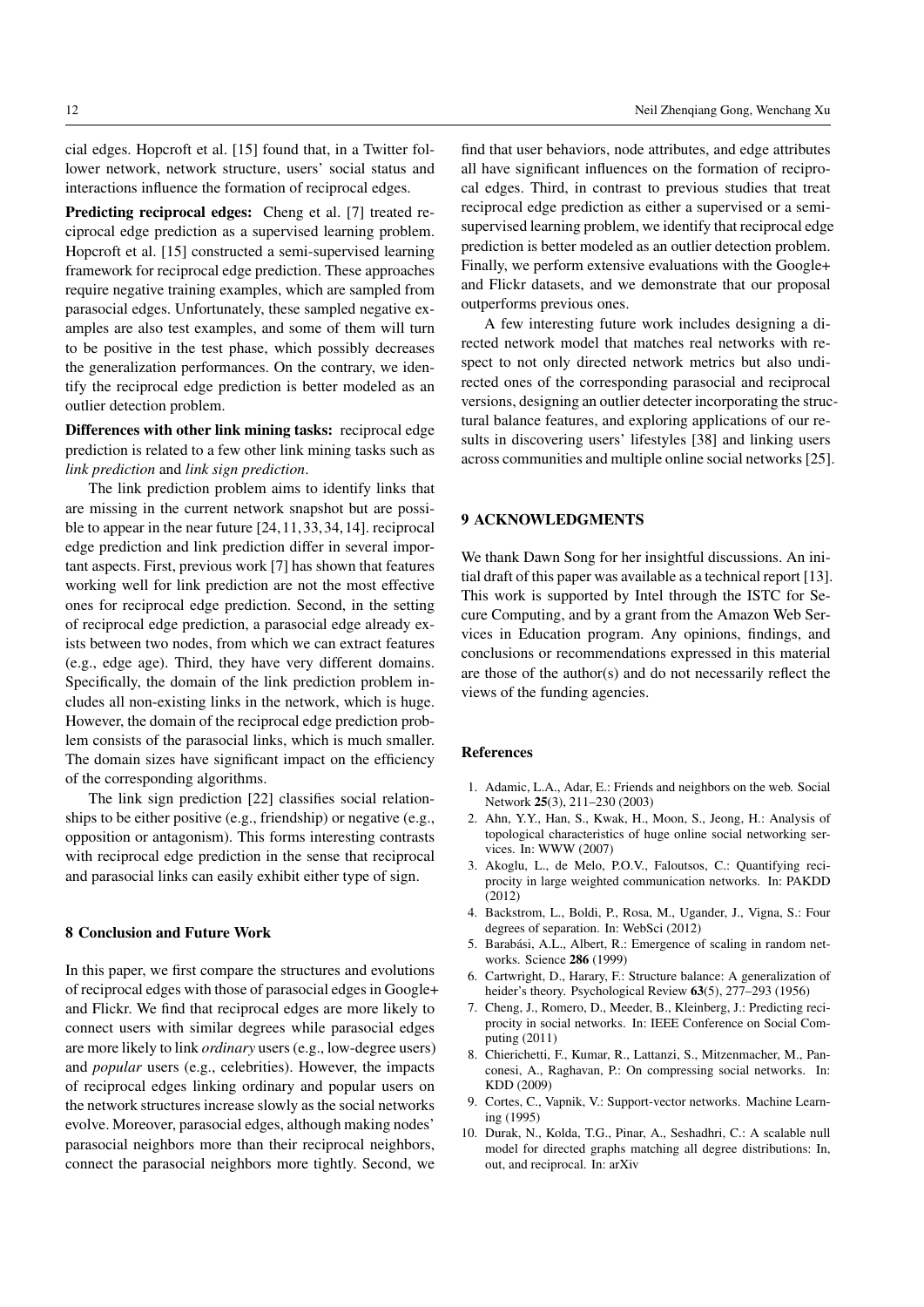cial edges. Hopcroft et al. [15] found that, in a Twitter follower network, network structure, users' social status and interactions influence the formation of reciprocal edges.

**Predicting reciprocal edges:** Cheng et al. [7] treated reciprocal edge prediction as a supervised learning problem. Hopcroft et al. [15] constructed a semi-supervised learning framework for reciprocal edge prediction. These approaches require negative training examples, which are sampled from parasocial edges. Unfortunately, these sampled negative examples are also test examples, and some of them will turn to be positive in the test phase, which possibly decreases the generalization performances. On the contrary, we identify the reciprocal edge prediction is better modeled as an outlier detection problem.

**Differences with other link mining tasks:** reciprocal edge prediction is related to a few other link mining tasks such as *link prediction* and *link sign prediction*.

The link prediction problem aims to identify links that are missing in the current network snapshot but are possible to appear in the near future [24, 11, 33, 34, 14]. reciprocal edge prediction and link prediction differ in several important aspects. First, previous work [7] has shown that features working well for link prediction are not the most effective ones for reciprocal edge prediction. Second, in the setting of reciprocal edge prediction, a parasocial edge already exists between two nodes, from which we can extract features (e.g., edge age). Third, they have very different domains. Specifically, the domain of the link prediction problem includes all non-existing links in the network, which is huge. However, the domain of the reciprocal edge prediction problem consists of the parasocial links, which is much smaller. The domain sizes have significant impact on the efficiency of the corresponding algorithms.

The link sign prediction [22] classifies social relationships to be either positive (e.g., friendship) or negative (e.g., opposition or antagonism). This forms interesting contrasts with reciprocal edge prediction in the sense that reciprocal and parasocial links can easily exhibit either type of sign.

## 8 Conclusion and Future Work

In this paper, we first compare the structures and evolutions of reciprocal edges with those of parasocial edges in Google+ and Flickr. We find that reciprocal edges are more likely to connect users with similar degrees while parasocial edges are more likely to link *ordinary* users (e.g., low-degree users) and *popular* users (e.g., celebrities). However, the impacts of reciprocal edges linking ordinary and popular users on the network structures increase slowly as the social networks evolve. Moreover, parasocial edges, although making nodes' parasocial neighbors more than their reciprocal neighbors, connect the parasocial neighbors more tightly. Second, we find that user behaviors, node attributes, and edge attributes all have significant influences on the formation of reciprocal edges. Third, in contrast to previous studies that treat reciprocal edge prediction as either a supervised or a semi-supervised learning problem, we identify that reciprocal edge prediction is better modeled as an outlier detection problem. Finally, we perform extensive evaluations with the Google+ and Flickr datasets, and we demonstrate that our proposal outperforms previous ones.

A few interesting future work includes designing a directed network model that matches real networks with respect to not only directed network metrics but also undirected ones of the corresponding parasocial and reciprocal versions, designing an outlier detecter incorporating the structural balance features, and exploring applications of our results in discovering users' lifestyles [38] and linking users across communities and multiple online social networks [25].

## 9 ACKNOWLEDGMENTS

We thank Dawn Song for her insightful discussions. An initial draft of this paper was available as a technical report [13]. This work is supported by Intel through the ISTC for Secure Computing, and by a grant from the Amazon Web Services in Education program. Any opinions, findings, and conclusions or recommendations expressed in this material are those of the author(s) and do not necessarily reflect the views of the funding agencies.

## References

1. Adamic, L.A., Adar, E.: Friends and neighbors on the web. Social Network **25**(3), 211–230 (2003)
2. Ahn, Y.Y., Han, S., Kwak, H., Moon, S., Jeong, H.: Analysis of topological characteristics of huge online social networking services. In: WWW (2007)
3. Akoglu, L., de Melo, P.O.V., Faloutsos, C.: Quantifying reciprocity in large weighted communication networks. In: PAKDD (2012)
4. Backstrom, L., Boldi, P., Rosa, M., Ugander, J., Vigna, S.: Four degrees of separation. In: WebSci (2012)
5. Barabási, A.L., Albert, R.: Emergence of scaling in random networks. Science **286** (1999)
6. Cartwright, D., Harary, F.: Structure balance: A generalization of heider's theory. Psychological Review **63**(5), 277–293 (1956)
7. Cheng, J., Romero, D., Meeder, B., Kleinberg, J.: Predicting reciprocity in social networks. In: IEEE Conference on Social Computing (2011)
8. Chierichetti, F., Kumar, R., Lattanzi, S., Mitzenmacher, M., Panconesi, A., Raghavan, P.: On compressing social networks. In: KDD (2009)
9. Cortes, C., Vapnik, V.: Support-vector networks. Machine Learning (1995)
10. Durak, N., Kolda, T.G., Pinar, A., Seshadhri, C.: A scalable null model for directed graphs matching all degree distributions: In, out, and reciprocal. In: arXiv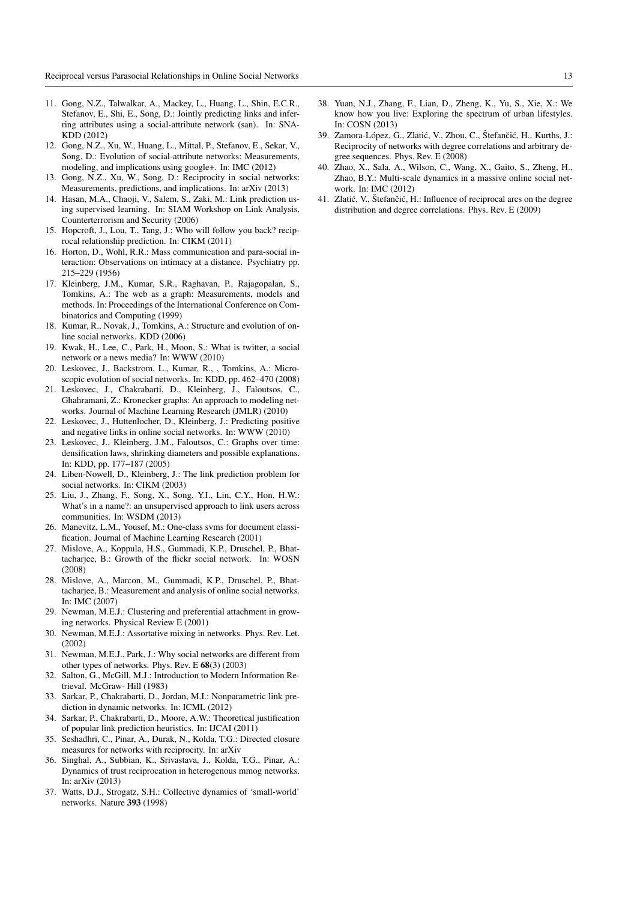11. Gong, N.Z., Talwalkar, A., Mackey, L., Huang, L., Shin, E.C.R., Stefanov, E., Shi, E., Song, D.: Jointly predicting links and inferring attributes using a social-attribute network (san). In: SNA-KDD (2012)
12. Gong, N.Z., Xu, W., Huang, L., Mittal, P., Stefanov, E., Sekar, V., Song, D.: Evolution of social-attribute networks: Measurements, modeling, and implications using google+. In: IMC (2012)
13. Gong, N.Z., Xu, W., Song, D.: Reciprocity in social networks: Measurements, predictions, and implications. In: arXiv (2013)
14. Hasan, M.A., Chaoji, V., Salem, S., Zaki, M.: Link prediction using supervised learning. In: SIAM Workshop on Link Analysis, Counterterrorism and Security (2006)
15. Hopcroft, J., Lou, T., Tang, J.: Who will follow you back? reciprocal relationship prediction. In: CIKM (2011)
16. Horton, D., Wohl, R.R.: Mass communication and para-social interaction: Observations on intimacy at a distance. Psychiatry pp. 215–229 (1956)
17. Kleinberg, J.M., Kumar, S.R., Raghavan, P., Rajagopalan, S., Tomkins, A.: The web as a graph: Measurements, models and methods. In: Proceedings of the International Conference on Combinatorics and Computing (1999)
18. Kumar, R., Novak, J., Tomkins, A.: Structure and evolution of online social networks. KDD (2006)
19. Kwak, H., Lee, C., Park, H., Moon, S.: What is twitter, a social network or a news media? In: WWW (2010)
20. Leskovec, J., Backstrom, L., Kumar, R., , Tomkins, A.: Microscopic evolution of social networks. In: KDD, pp. 462–470 (2008)
21. Leskovec, J., Chakrabarti, D., Kleinberg, J., Faloutsos, C., Ghahramani, Z.: Kronecker graphs: An approach to modeling networks. Journal of Machine Learning Research (JMLR) (2010)
22. Leskovec, J., Huttenlocher, D., Kleinberg, J.: Predicting positive and negative links in online social networks. In: WWW (2010)
23. Leskovec, J., Kleinberg, J.M., Faloutsos, C.: Graphs over time: densification laws, shrinking diameters and possible explanations. In: KDD, pp. 177–187 (2005)
24. Liben-Nowell, D., Kleinberg, J.: The link prediction problem for social networks. In: CIKM (2003)
25. Liu, J., Zhang, F., Song, X., Song, Y.I., Lin, C.Y., Hon, H.W.: What's in a name?: an unsupervised approach to link users across communities. In: WSDM (2013)
26. Manevitz, L.M., Yousef, M.: One-class svms for document classification. Journal of Machine Learning Research (2001)
27. Mislove, A., Koppula, H.S., Gummadi, K.P., Druschel, P., Bhattacharjee, B.: Growth of the flickr social network. In: WOSN (2008)
28. Mislove, A., Marcon, M., Gummadi, K.P., Druschel, P., Bhattacharjee, B.: Measurement and analysis of online social networks. In: IMC (2007)
29. Newman, M.E.J.: Clustering and preferential attachment in growing networks. Physical Review E (2001)
30. Newman, M.E.J.: Assortative mixing in networks. Phys. Rev. Let. (2002)
31. Newman, M.E.J., Park, J.: Why social networks are different from other types of networks. Phys. Rev. E **68**(3) (2003)
32. Salton, G., McGill, M.J.: Introduction to Modern Information Retrieval. McGraw- Hill (1983)
33. Sarkar, P., Chakrabarti, D., Jordan, M.I.: Nonparametric link prediction in dynamic networks. In: ICML (2012)
34. Sarkar, P., Chakrabarti, D., Moore, A.W.: Theoretical justification of popular link prediction heuristics. In: IJCAI (2011)
35. Seshadhri, C., Pinar, A., Durak, N., Kolda, T.G.: Directed closure measures for networks with reciprocity. In: arXiv
36. Singhal, A., Subbian, K., Srivastava, J., Kolda, T.G., Pinar, A.: Dynamics of trust reciprocation in heterogenous mmog networks. In: arXiv (2013)
37. Watts, D.J., Strogatz, S.H.: Collective dynamics of 'small-world' networks. Nature **393** (1998)
38. Yuan, N.J., Zhang, F., Lian, D., Zheng, K., Yu, S., Xie, X.: We know how you live: Exploring the spectrum of urban lifestyles. In: COSN (2013)
39. Zamora-López, G., Zlatić, V., Zhou, C., Štefančić, H., Kurths, J.: Reciprocity of networks with degree correlations and arbitrary degree sequences. Phys. Rev. E (2008)
40. Zhao, X., Sala, A., Wilson, C., Wang, X., Gaito, S., Zheng, H., Zhao, B.Y.: Multi-scale dynamics in a massive online social network. In: IMC (2012)
41. Zlatić, V., Štefančić, H.: Influence of reciprocal arcs on the degree distribution and degree correlations. Phys. Rev. E (2009)